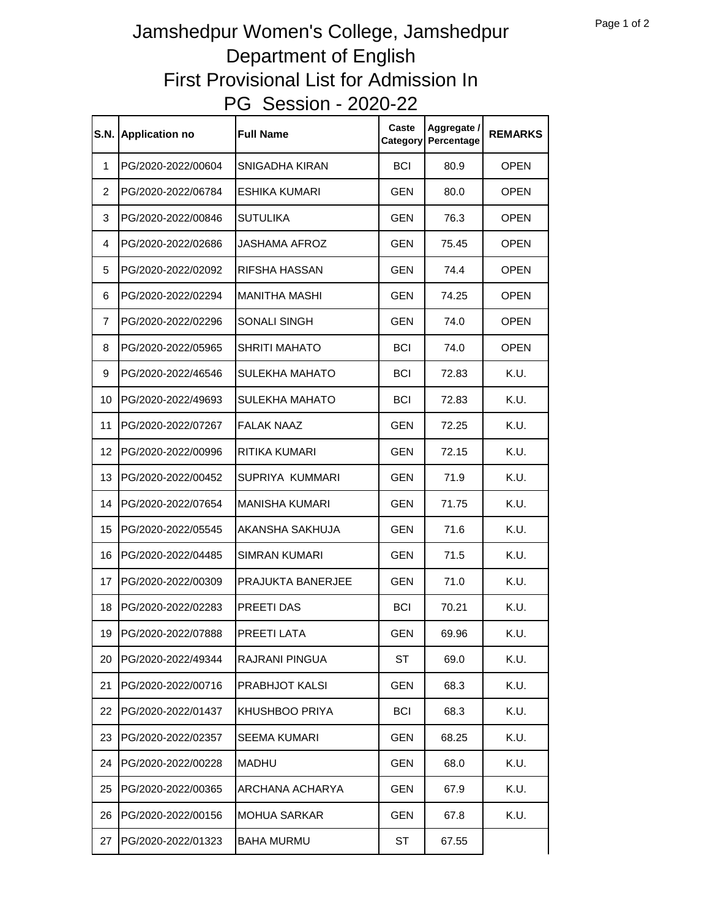# Jamshedpur Women's College, Jamshedpur
## Department of English
## First Provisional List for Admission In
## PG Session - 2020-22

| S.N. | Application no | Full Name | Caste Category | Aggregate / Percentage | REMARKS |
|---|---|---|---|---|---|
| 1 | PG/2020-2022/00604 | SNIGADHA KIRAN | BCI | 80.9 | OPEN |
| 2 | PG/2020-2022/06784 | ESHIKA KUMARI | GEN | 80.0 | OPEN |
| 3 | PG/2020-2022/00846 | SUTULIKA | GEN | 76.3 | OPEN |
| 4 | PG/2020-2022/02686 | JASHAMA AFROZ | GEN | 75.45 | OPEN |
| 5 | PG/2020-2022/02092 | RIFSHA HASSAN | GEN | 74.4 | OPEN |
| 6 | PG/2020-2022/02294 | MANITHA MASHI | GEN | 74.25 | OPEN |
| 7 | PG/2020-2022/02296 | SONALI SINGH | GEN | 74.0 | OPEN |
| 8 | PG/2020-2022/05965 | SHRITI MAHATO | BCI | 74.0 | OPEN |
| 9 | PG/2020-2022/46546 | SULEKHA MAHATO | BCI | 72.83 | K.U. |
| 10 | PG/2020-2022/49693 | SULEKHA MAHATO | BCI | 72.83 | K.U. |
| 11 | PG/2020-2022/07267 | FALAK NAAZ | GEN | 72.25 | K.U. |
| 12 | PG/2020-2022/00996 | RITIKA KUMARI | GEN | 72.15 | K.U. |
| 13 | PG/2020-2022/00452 | SUPRIYA KUMMARI | GEN | 71.9 | K.U. |
| 14 | PG/2020-2022/07654 | MANISHA KUMARI | GEN | 71.75 | K.U. |
| 15 | PG/2020-2022/05545 | AKANSHA SAKHUJA | GEN | 71.6 | K.U. |
| 16 | PG/2020-2022/04485 | SIMRAN KUMARI | GEN | 71.5 | K.U. |
| 17 | PG/2020-2022/00309 | PRAJUKTA BANERJEE | GEN | 71.0 | K.U. |
| 18 | PG/2020-2022/02283 | PREETI DAS | BCI | 70.21 | K.U. |
| 19 | PG/2020-2022/07888 | PREETI LATA | GEN | 69.96 | K.U. |
| 20 | PG/2020-2022/49344 | RAJRANI PINGUA | ST | 69.0 | K.U. |
| 21 | PG/2020-2022/00716 | PRABHJOT KALSI | GEN | 68.3 | K.U. |
| 22 | PG/2020-2022/01437 | KHUSHBOO PRIYA | BCI | 68.3 | K.U. |
| 23 | PG/2020-2022/02357 | SEEMA KUMARI | GEN | 68.25 | K.U. |
| 24 | PG/2020-2022/00228 | MADHU | GEN | 68.0 | K.U. |
| 25 | PG/2020-2022/00365 | ARCHANA ACHARYA | GEN | 67.9 | K.U. |
| 26 | PG/2020-2022/00156 | MOHUA SARKAR | GEN | 67.8 | K.U. |
| 27 | PG/2020-2022/01323 | BAHA MURMU | ST | 67.55 | |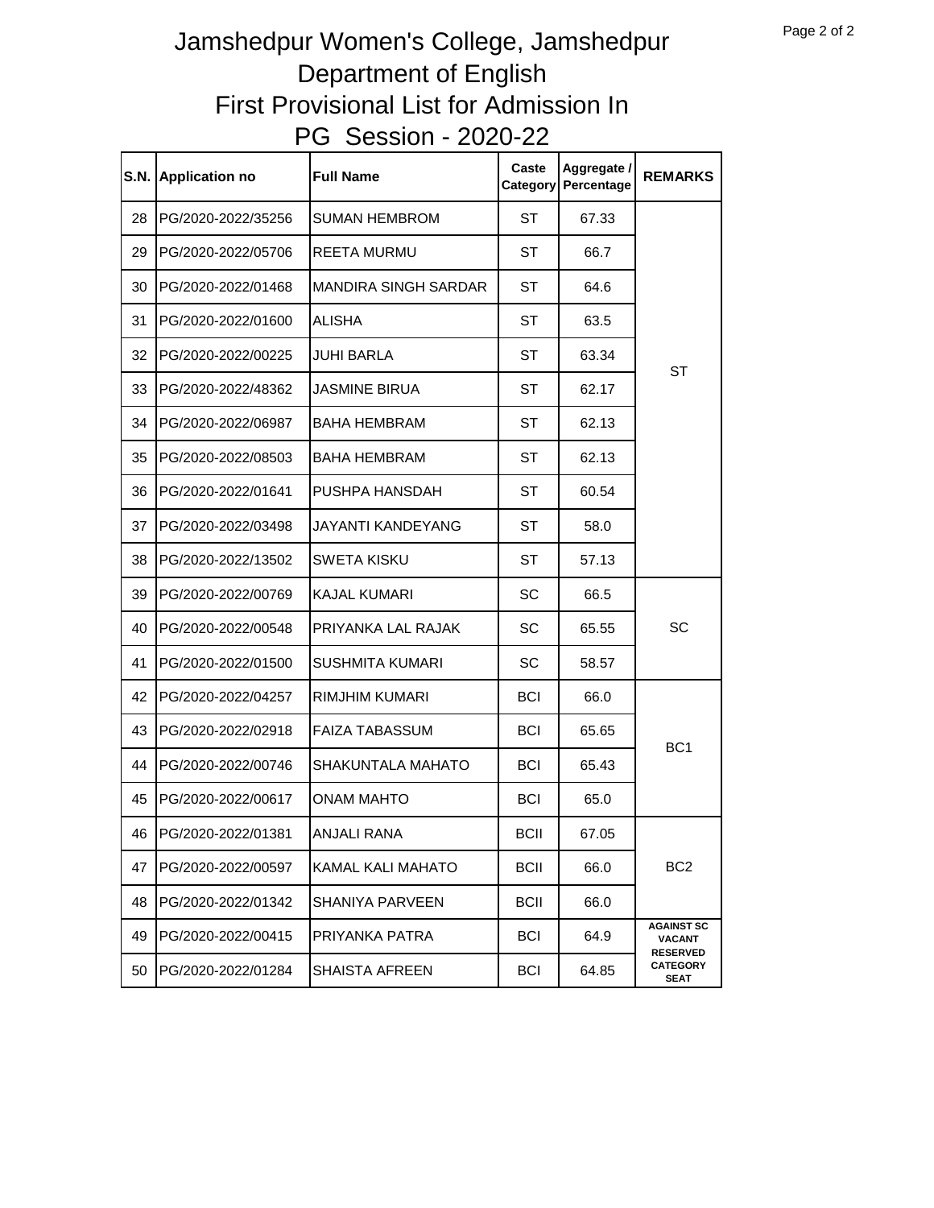# Jamshedpur Women's College, Jamshedpur
## Department of English
## First Provisional List for Admission In
## PG Session - 2020-22

| S.N. | Application no | Full Name | Caste Category | Aggregate / Percentage | REMARKS |
|---|---|---|---|---|---|
| 28 | PG/2020-2022/35256 | SUMAN HEMBROM | ST | 67.33 | ST |
| 29 | PG/2020-2022/05706 | REETA MURMU | ST | 66.7 | |
| 30 | PG/2020-2022/01468 | MANDIRA SINGH SARDAR | ST | 64.6 | |
| 31 | PG/2020-2022/01600 | ALISHA | ST | 63.5 | |
| 32 | PG/2020-2022/00225 | JUHI BARLA | ST | 63.34 | |
| 33 | PG/2020-2022/48362 | JASMINE BIRUA | ST | 62.17 | |
| 34 | PG/2020-2022/06987 | BAHA HEMBRAM | ST | 62.13 | |
| 35 | PG/2020-2022/08503 | BAHA HEMBRAM | ST | 62.13 | |
| 36 | PG/2020-2022/01641 | PUSHPA HANSDAH | ST | 60.54 | |
| 37 | PG/2020-2022/03498 | JAYANTI KANDEYANG | ST | 58.0 | |
| 38 | PG/2020-2022/13502 | SWETA KISKU | ST | 57.13 | |
| 39 | PG/2020-2022/00769 | KAJAL KUMARI | SC | 66.5 | SC |
| 40 | PG/2020-2022/00548 | PRIYANKA LAL RAJAK | SC | 65.55 | |
| 41 | PG/2020-2022/01500 | SUSHMITA KUMARI | SC | 58.57 | |
| 42 | PG/2020-2022/04257 | RIMJHIM KUMARI | BCI | 66.0 | BC1 |
| 43 | PG/2020-2022/02918 | FAIZA TABASSUM | BCI | 65.65 | |
| 44 | PG/2020-2022/00746 | SHAKUNTALA MAHATO | BCI | 65.43 | |
| 45 | PG/2020-2022/00617 | ONAM MAHTO | BCI | 65.0 | |
| 46 | PG/2020-2022/01381 | ANJALI RANA | BCII | 67.05 | BC2 |
| 47 | PG/2020-2022/00597 | KAMAL KALI MAHATO | BCII | 66.0 | |
| 48 | PG/2020-2022/01342 | SHANIYA PARVEEN | BCII | 66.0 | |
| 49 | PG/2020-2022/00415 | PRIYANKA PATRA | BCI | 64.9 | AGAINST SC VACANT RESERVED CATEGORY SEAT |
| 50 | PG/2020-2022/01284 | SHAISTA AFREEN | BCI | 64.85 | |